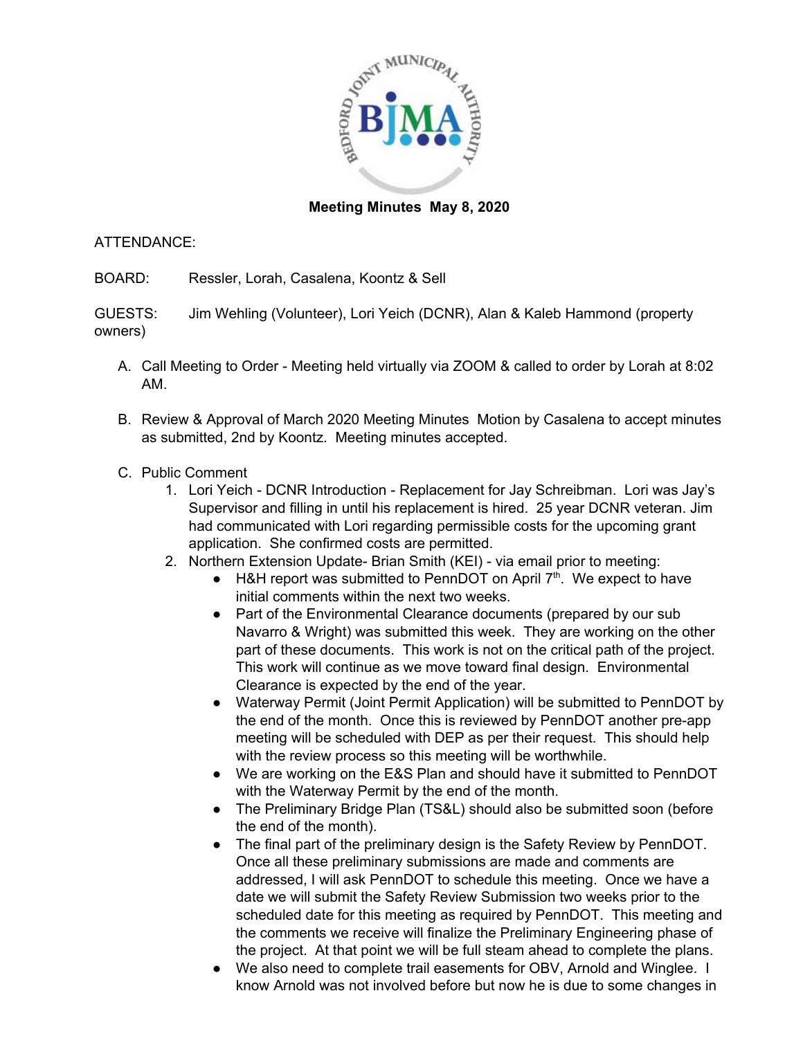**Meeting Minutes May 8, 2020**

ATTENDANCE:

BOARD: Ressler, Lorah, Casalena, Koontz & Sell

GUESTS: Jim Wehling (Volunteer), Lori Yeich (DCNR), Alan & Kaleb Hammond (property owners)

A. Call Meeting to Order - Meeting held virtually via ZOOM & called to order by Lorah at 8:02 AM.

B. Review & Approval of March 2020 Meeting Minutes Motion by Casalena to accept minutes as submitted, 2nd by Koontz. Meeting minutes accepted.

C. Public Comment
   1. Lori Yeich - DCNR Introduction - Replacement for Jay Schreibman. Lori was Jay's Supervisor and filling in until his replacement is hired. 25 year DCNR veteran. Jim had communicated with Lori regarding permissible costs for the upcoming grant application. She confirmed costs are permitted.
   2. Northern Extension Update- Brian Smith (KEI) - via email prior to meeting:
      - H&H report was submitted to PennDOT on April 7th. We expect to have initial comments within the next two weeks.
      - Part of the Environmental Clearance documents (prepared by our sub Navarro & Wright) was submitted this week. They are working on the other part of these documents. This work is not on the critical path of the project. This work will continue as we move toward final design. Environmental Clearance is expected by the end of the year.
      - Waterway Permit (Joint Permit Application) will be submitted to PennDOT by the end of the month. Once this is reviewed by PennDOT another pre-app meeting will be scheduled with DEP as per their request. This should help with the review process so this meeting will be worthwhile.
      - We are working on the E&S Plan and should have it submitted to PennDOT with the Waterway Permit by the end of the month.
      - The Preliminary Bridge Plan (TS&L) should also be submitted soon (before the end of the month).
      - The final part of the preliminary design is the Safety Review by PennDOT. Once all these preliminary submissions are made and comments are addressed, I will ask PennDOT to schedule this meeting. Once we have a date we will submit the Safety Review Submission two weeks prior to the scheduled date for this meeting as required by PennDOT. This meeting and the comments we receive will finalize the Preliminary Engineering phase of the project. At that point we will be full steam ahead to complete the plans.
      - We also need to complete trail easements for OBV, Arnold and Winglee. I know Arnold was not involved before but now he is due to some changes in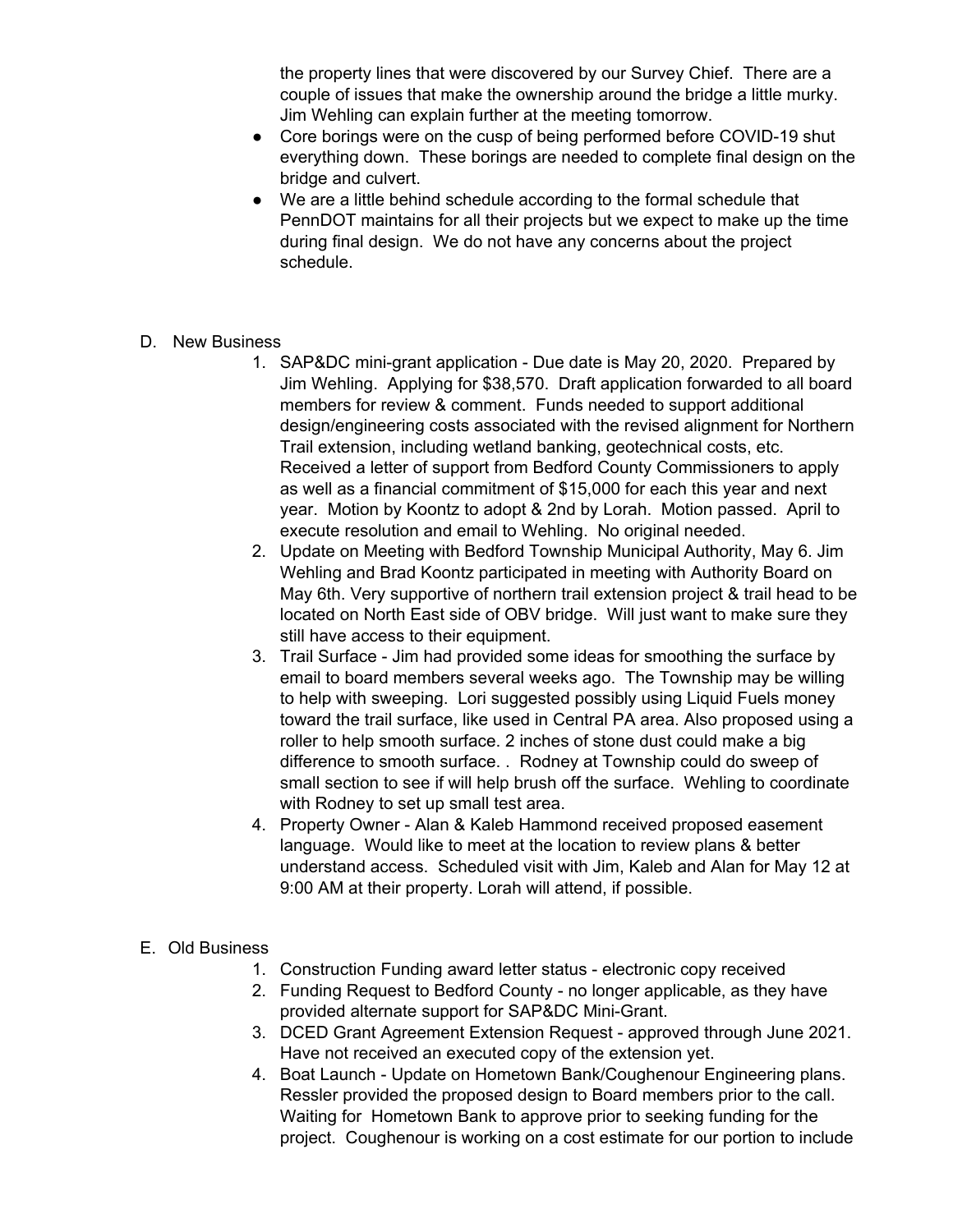the property lines that were discovered by our Survey Chief. There are a couple of issues that make the ownership around the bridge a little murky. Jim Wehling can explain further at the meeting tomorrow.

- Core borings were on the cusp of being performed before COVID-19 shut everything down. These borings are needed to complete final design on the bridge and culvert.
- We are a little behind schedule according to the formal schedule that PennDOT maintains for all their projects but we expect to make up the time during final design. We do not have any concerns about the project schedule.

D. New Business

1. SAP&DC mini-grant application - Due date is May 20, 2020. Prepared by Jim Wehling. Applying for $38,570. Draft application forwarded to all board members for review & comment. Funds needed to support additional design/engineering costs associated with the revised alignment for Northern Trail extension, including wetland banking, geotechnical costs, etc. Received a letter of support from Bedford County Commissioners to apply as well as a financial commitment of $15,000 for each this year and next year. Motion by Koontz to adopt & 2nd by Lorah. Motion passed. April to execute resolution and email to Wehling. No original needed.
2. Update on Meeting with Bedford Township Municipal Authority, May 6. Jim Wehling and Brad Koontz participated in meeting with Authority Board on May 6th. Very supportive of northern trail extension project & trail head to be located on North East side of OBV bridge. Will just want to make sure they still have access to their equipment.
3. Trail Surface - Jim had provided some ideas for smoothing the surface by email to board members several weeks ago. The Township may be willing to help with sweeping. Lori suggested possibly using Liquid Fuels money toward the trail surface, like used in Central PA area. Also proposed using a roller to help smooth surface. 2 inches of stone dust could make a big difference to smooth surface. . Rodney at Township could do sweep of small section to see if will help brush off the surface. Wehling to coordinate with Rodney to set up small test area.
4. Property Owner - Alan & Kaleb Hammond received proposed easement language. Would like to meet at the location to review plans & better understand access. Scheduled visit with Jim, Kaleb and Alan for May 12 at 9:00 AM at their property. Lorah will attend, if possible.

E. Old Business

1. Construction Funding award letter status - electronic copy received
2. Funding Request to Bedford County - no longer applicable, as they have provided alternate support for SAP&DC Mini-Grant.
3. DCED Grant Agreement Extension Request - approved through June 2021. Have not received an executed copy of the extension yet.
4. Boat Launch - Update on Hometown Bank/Coughenour Engineering plans. Ressler provided the proposed design to Board members prior to the call. Waiting for Hometown Bank to approve prior to seeking funding for the project. Coughenour is working on a cost estimate for our portion to include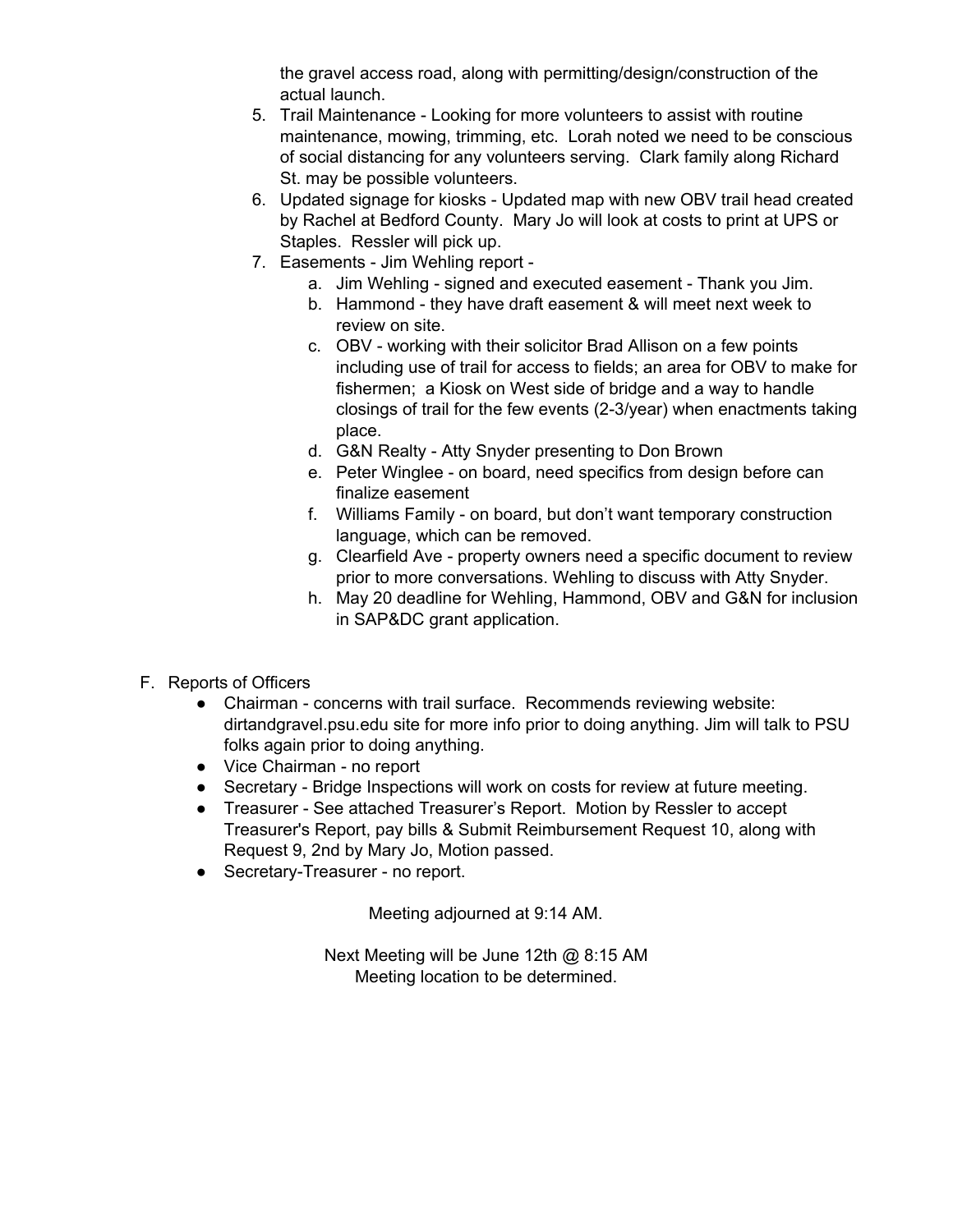the gravel access road, along with permitting/design/construction of the actual launch.

5. Trail Maintenance - Looking for more volunteers to assist with routine maintenance, mowing, trimming, etc. Lorah noted we need to be conscious of social distancing for any volunteers serving. Clark family along Richard St. may be possible volunteers.
6. Updated signage for kiosks - Updated map with new OBV trail head created by Rachel at Bedford County. Mary Jo will look at costs to print at UPS or Staples. Ressler will pick up.
7. Easements - Jim Wehling report -
   a. Jim Wehling - signed and executed easement - Thank you Jim.
   b. Hammond - they have draft easement & will meet next week to review on site.
   c. OBV - working with their solicitor Brad Allison on a few points including use of trail for access to fields; an area for OBV to make for fishermen; a Kiosk on West side of bridge and a way to handle closings of trail for the few events (2-3/year) when enactments taking place.
   d. G&N Realty - Atty Snyder presenting to Don Brown
   e. Peter Winglee - on board, need specifics from design before can finalize easement
   f. Williams Family - on board, but don't want temporary construction language, which can be removed.
   g. Clearfield Ave - property owners need a specific document to review prior to more conversations. Wehling to discuss with Atty Snyder.
   h. May 20 deadline for Wehling, Hammond, OBV and G&N for inclusion in SAP&DC grant application.

F. Reports of Officers

- Chairman - concerns with trail surface. Recommends reviewing website: dirtandgravel.psu.edu site for more info prior to doing anything. Jim will talk to PSU folks again prior to doing anything.
- Vice Chairman - no report
- Secretary - Bridge Inspections will work on costs for review at future meeting.
- Treasurer - See attached Treasurer's Report. Motion by Ressler to accept Treasurer's Report, pay bills & Submit Reimbursement Request 10, along with Request 9, 2nd by Mary Jo, Motion passed.
- Secretary-Treasurer - no report.

Meeting adjourned at 9:14 AM.

Next Meeting will be June 12th @ 8:15 AM
Meeting location to be determined.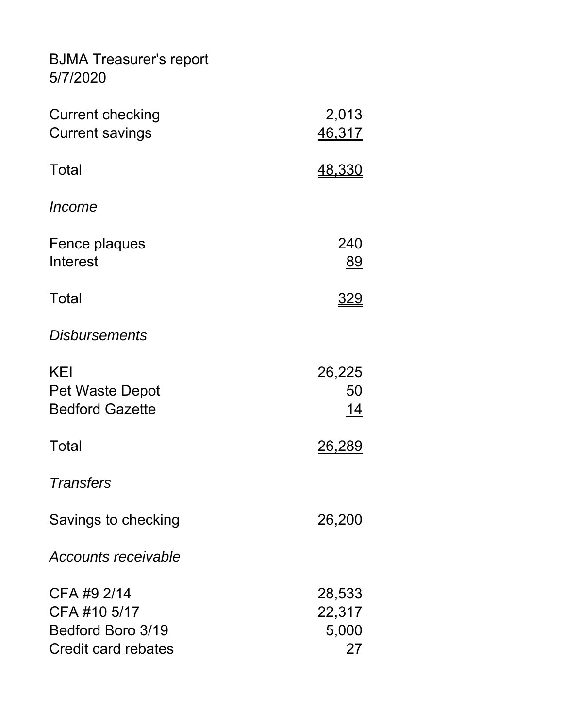BJMA Treasurer's report
5/7/2020

| | |
|---|---|
| Current checking | 2,013 |
| Current savings | 46,317 |
| Total | 48,330 |

*Income*

| | |
|---|---|
| Fence plaques | 240 |
| Interest | 89 |
| Total | 329 |

*Disbursements*

| | |
|---|---|
| KEI | 26,225 |
| Pet Waste Depot | 50 |
| Bedford Gazette | 14 |
| Total | 26,289 |

*Transfers*

| | |
|---|---|
| Savings to checking | 26,200 |

*Accounts receivable*

| | |
|---|---|
| CFA #9 2/14 | 28,533 |
| CFA #10 5/17 | 22,317 |
| Bedford Boro 3/19 | 5,000 |
| Credit card rebates | 27 |